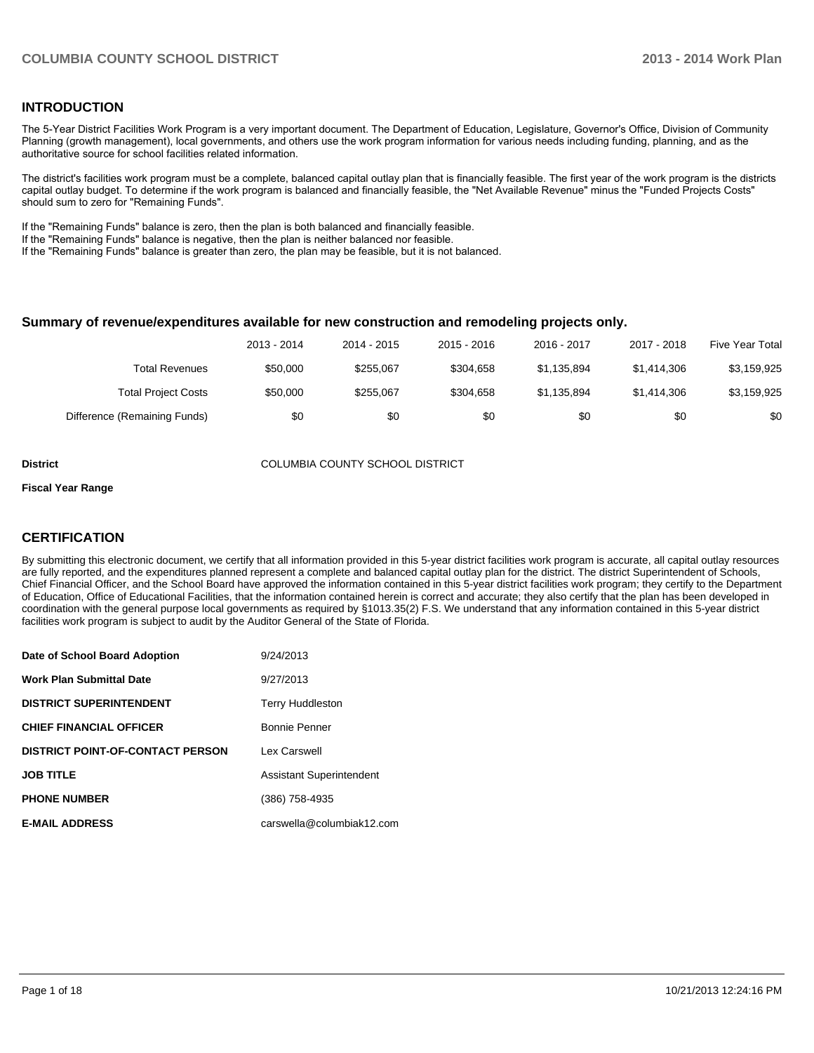## INTRODUCTION

The 5-Year District Facilities Work Program is a very important document. The Department of Education, Legislature, Governor's Office, Division of Community Planning (growth management), local governments, and others use the work program information for various needs including funding, planning, and as the authoritative source for school facilities related information.

The district's facilities work program must be a complete, balanced capital outlay plan that is financially feasible. The first year of the work program is the districts capital outlay budget. To determine if the work program is balanced and financially feasible, the "Net Available Revenue" minus the "Funded Projects Costs" should sum to zero for "Remaining Funds".

If the "Remaining Funds" balance is zero, then the plan is both balanced and financially feasible.
If the "Remaining Funds" balance is negative, then the plan is neither balanced nor feasible.
If the "Remaining Funds" balance is greater than zero, the plan may be feasible, but it is not balanced.

### Summary of revenue/expenditures available for new construction and remodeling projects only.

| | 2013 - 2014 | 2014 - 2015 | 2015 - 2016 | 2016 - 2017 | 2017 - 2018 | Five Year Total |
|---|---|---|---|---|---|---|
| Total Revenues | $50,000 | $255,067 | $304,658 | $1,135,894 | $1,414,306 | $3,159,925 |
| Total Project Costs | $50,000 | $255,067 | $304,658 | $1,135,894 | $1,414,306 | $3,159,925 |
| Difference (Remaining Funds) | $0 | $0 | $0 | $0 | $0 | $0 |

**District** COLUMBIA COUNTY SCHOOL DISTRICT

**Fiscal Year Range**

## CERTIFICATION

By submitting this electronic document, we certify that all information provided in this 5-year district facilities work program is accurate, all capital outlay resources are fully reported, and the expenditures planned represent a complete and balanced capital outlay plan for the district. The district Superintendent of Schools, Chief Financial Officer, and the School Board have approved the information contained in this 5-year district facilities work program; they certify to the Department of Education, Office of Educational Facilities, that the information contained herein is correct and accurate; they also certify that the plan has been developed in coordination with the general purpose local governments as required by §1013.35(2) F.S. We understand that any information contained in this 5-year district facilities work program is subject to audit by the Auditor General of the State of Florida.

| | |
|---|---|
| **Date of School Board Adoption** | 9/24/2013 |
| **Work Plan Submittal Date** | 9/27/2013 |
| **DISTRICT SUPERINTENDENT** | Terry Huddleston |
| **CHIEF FINANCIAL OFFICER** | Bonnie Penner |
| **DISTRICT POINT-OF-CONTACT PERSON** | Lex Carswell |
| **JOB TITLE** | Assistant Superintendent |
| **PHONE NUMBER** | (386) 758-4935 |
| **E-MAIL ADDRESS** | carswella@columbiak12.com |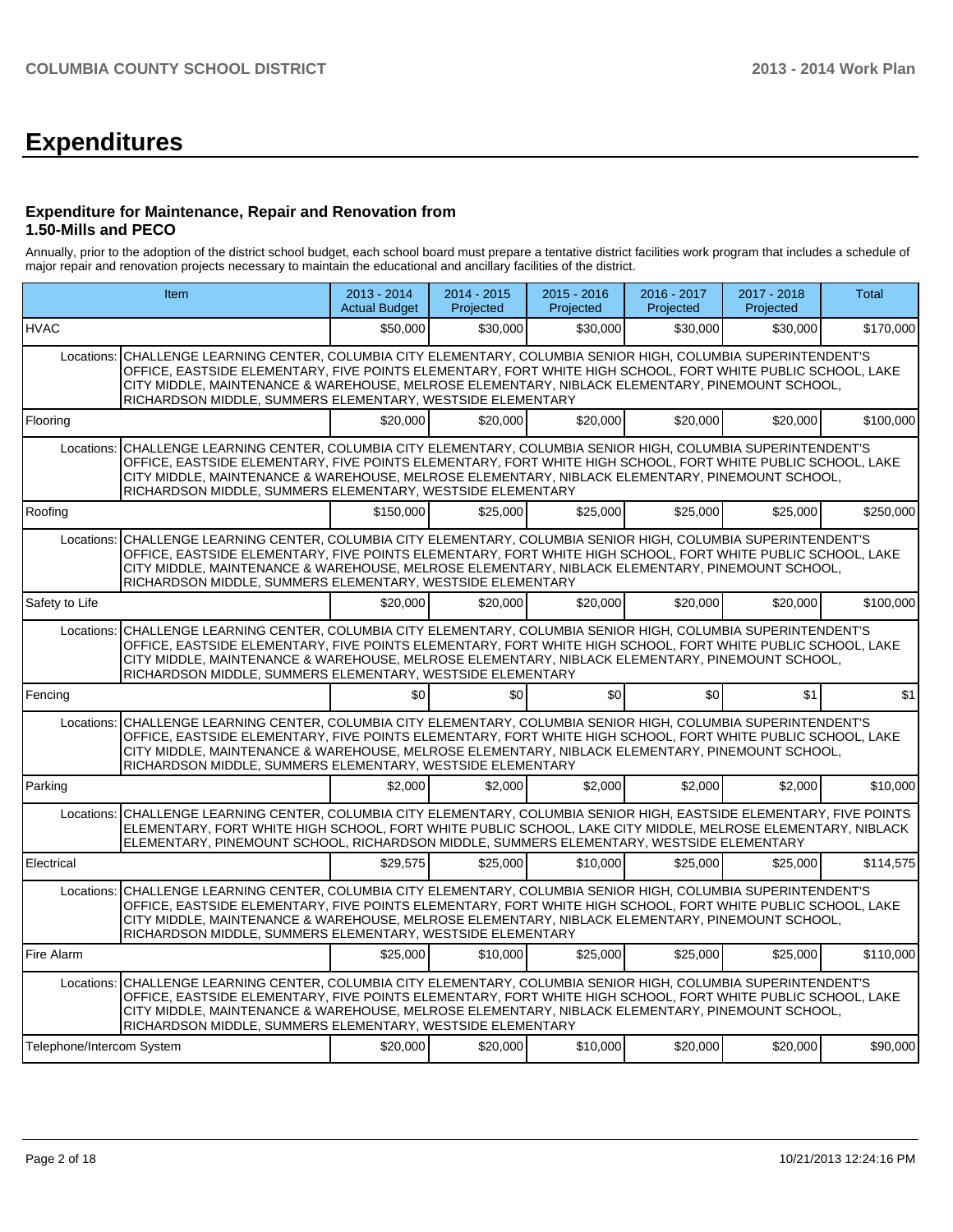# Expenditures

### Expenditure for Maintenance, Repair and Renovation from 1.50-Mills and PECO

Annually, prior to the adoption of the district school budget, each school board must prepare a tentative district facilities work program that includes a schedule of major repair and renovation projects necessary to maintain the educational and ancillary facilities of the district.

| Item | | 2013 - 2014 Actual Budget | 2014 - 2015 Projected | 2015 - 2016 Projected | 2016 - 2017 Projected | 2017 - 2018 Projected | Total |
|---|---|---|---|---|---|---|---|
| HVAC | | $50,000 | $30,000 | $30,000 | $30,000 | $30,000 | $170,000 |
| Locations: | CHALLENGE LEARNING CENTER, COLUMBIA CITY ELEMENTARY, COLUMBIA SENIOR HIGH, COLUMBIA SUPERINTENDENT'S OFFICE, EASTSIDE ELEMENTARY, FIVE POINTS ELEMENTARY, FORT WHITE HIGH SCHOOL, FORT WHITE PUBLIC SCHOOL, LAKE CITY MIDDLE, MAINTENANCE & WAREHOUSE, MELROSE ELEMENTARY, NIBLACK ELEMENTARY, PINEMOUNT SCHOOL, RICHARDSON MIDDLE, SUMMERS ELEMENTARY, WESTSIDE ELEMENTARY | | | | | | |
| Flooring | | $20,000 | $20,000 | $20,000 | $20,000 | $20,000 | $100,000 |
| Locations: | CHALLENGE LEARNING CENTER, COLUMBIA CITY ELEMENTARY, COLUMBIA SENIOR HIGH, COLUMBIA SUPERINTENDENT'S OFFICE, EASTSIDE ELEMENTARY, FIVE POINTS ELEMENTARY, FORT WHITE HIGH SCHOOL, FORT WHITE PUBLIC SCHOOL, LAKE CITY MIDDLE, MAINTENANCE & WAREHOUSE, MELROSE ELEMENTARY, NIBLACK ELEMENTARY, PINEMOUNT SCHOOL, RICHARDSON MIDDLE, SUMMERS ELEMENTARY, WESTSIDE ELEMENTARY | | | | | | |
| Roofing | | $150,000 | $25,000 | $25,000 | $25,000 | $25,000 | $250,000 |
| Locations: | CHALLENGE LEARNING CENTER, COLUMBIA CITY ELEMENTARY, COLUMBIA SENIOR HIGH, COLUMBIA SUPERINTENDENT'S OFFICE, EASTSIDE ELEMENTARY, FIVE POINTS ELEMENTARY, FORT WHITE HIGH SCHOOL, FORT WHITE PUBLIC SCHOOL, LAKE CITY MIDDLE, MAINTENANCE & WAREHOUSE, MELROSE ELEMENTARY, NIBLACK ELEMENTARY, PINEMOUNT SCHOOL, RICHARDSON MIDDLE, SUMMERS ELEMENTARY, WESTSIDE ELEMENTARY | | | | | | |
| Safety to Life | | $20,000 | $20,000 | $20,000 | $20,000 | $20,000 | $100,000 |
| Locations: | CHALLENGE LEARNING CENTER, COLUMBIA CITY ELEMENTARY, COLUMBIA SENIOR HIGH, COLUMBIA SUPERINTENDENT'S OFFICE, EASTSIDE ELEMENTARY, FIVE POINTS ELEMENTARY, FORT WHITE HIGH SCHOOL, FORT WHITE PUBLIC SCHOOL, LAKE CITY MIDDLE, MAINTENANCE & WAREHOUSE, MELROSE ELEMENTARY, NIBLACK ELEMENTARY, PINEMOUNT SCHOOL, RICHARDSON MIDDLE, SUMMERS ELEMENTARY, WESTSIDE ELEMENTARY | | | | | | |
| Fencing | | $0 | $0 | $0 | $0 | $1 | $1 |
| Locations: | CHALLENGE LEARNING CENTER, COLUMBIA CITY ELEMENTARY, COLUMBIA SENIOR HIGH, COLUMBIA SUPERINTENDENT'S OFFICE, EASTSIDE ELEMENTARY, FIVE POINTS ELEMENTARY, FORT WHITE HIGH SCHOOL, FORT WHITE PUBLIC SCHOOL, LAKE CITY MIDDLE, MAINTENANCE & WAREHOUSE, MELROSE ELEMENTARY, NIBLACK ELEMENTARY, PINEMOUNT SCHOOL, RICHARDSON MIDDLE, SUMMERS ELEMENTARY, WESTSIDE ELEMENTARY | | | | | | |
| Parking | | $2,000 | $2,000 | $2,000 | $2,000 | $2,000 | $10,000 |
| Locations: | CHALLENGE LEARNING CENTER, COLUMBIA CITY ELEMENTARY, COLUMBIA SENIOR HIGH, EASTSIDE ELEMENTARY, FIVE POINTS ELEMENTARY, FORT WHITE HIGH SCHOOL, FORT WHITE PUBLIC SCHOOL, LAKE CITY MIDDLE, MELROSE ELEMENTARY, NIBLACK ELEMENTARY, PINEMOUNT SCHOOL, RICHARDSON MIDDLE, SUMMERS ELEMENTARY, WESTSIDE ELEMENTARY | | | | | | |
| Electrical | | $29,575 | $25,000 | $10,000 | $25,000 | $25,000 | $114,575 |
| Locations: | CHALLENGE LEARNING CENTER, COLUMBIA CITY ELEMENTARY, COLUMBIA SENIOR HIGH, COLUMBIA SUPERINTENDENT'S OFFICE, EASTSIDE ELEMENTARY, FIVE POINTS ELEMENTARY, FORT WHITE HIGH SCHOOL, FORT WHITE PUBLIC SCHOOL, LAKE CITY MIDDLE, MAINTENANCE & WAREHOUSE, MELROSE ELEMENTARY, NIBLACK ELEMENTARY, PINEMOUNT SCHOOL, RICHARDSON MIDDLE, SUMMERS ELEMENTARY, WESTSIDE ELEMENTARY | | | | | | |
| Fire Alarm | | $25,000 | $10,000 | $25,000 | $25,000 | $25,000 | $110,000 |
| Locations: | CHALLENGE LEARNING CENTER, COLUMBIA CITY ELEMENTARY, COLUMBIA SENIOR HIGH, COLUMBIA SUPERINTENDENT'S OFFICE, EASTSIDE ELEMENTARY, FIVE POINTS ELEMENTARY, FORT WHITE HIGH SCHOOL, FORT WHITE PUBLIC SCHOOL, LAKE CITY MIDDLE, MAINTENANCE & WAREHOUSE, MELROSE ELEMENTARY, NIBLACK ELEMENTARY, PINEMOUNT SCHOOL, RICHARDSON MIDDLE, SUMMERS ELEMENTARY, WESTSIDE ELEMENTARY | | | | | | |
| Telephone/Intercom System | | $20,000 | $20,000 | $10,000 | $20,000 | $20,000 | $90,000 |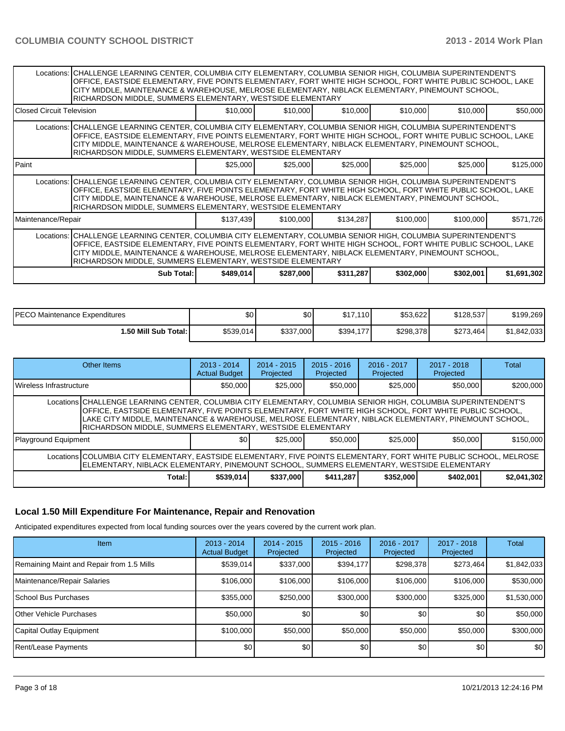| | | | | | | |
|---|---|---|---|---|---|---|
| Locations: | CHALLENGE LEARNING CENTER, COLUMBIA CITY ELEMENTARY, COLUMBIA SENIOR HIGH, COLUMBIA SUPERINTENDENT'S OFFICE, EASTSIDE ELEMENTARY, FIVE POINTS ELEMENTARY, FORT WHITE HIGH SCHOOL, FORT WHITE PUBLIC SCHOOL, LAKE CITY MIDDLE, MAINTENANCE & WAREHOUSE, MELROSE ELEMENTARY, NIBLACK ELEMENTARY, PINEMOUNT SCHOOL, RICHARDSON MIDDLE, SUMMERS ELEMENTARY, WESTSIDE ELEMENTARY | | | | | |
| Closed Circuit Television | $10,000 | $10,000 | $10,000 | $10,000 | $10,000 | $50,000 |
| Locations: | CHALLENGE LEARNING CENTER, COLUMBIA CITY ELEMENTARY, COLUMBIA SENIOR HIGH, COLUMBIA SUPERINTENDENT'S OFFICE, EASTSIDE ELEMENTARY, FIVE POINTS ELEMENTARY, FORT WHITE HIGH SCHOOL, FORT WHITE PUBLIC SCHOOL, LAKE CITY MIDDLE, MAINTENANCE & WAREHOUSE, MELROSE ELEMENTARY, NIBLACK ELEMENTARY, PINEMOUNT SCHOOL, RICHARDSON MIDDLE, SUMMERS ELEMENTARY, WESTSIDE ELEMENTARY | | | | | |
| Paint | $25,000 | $25,000 | $25,000 | $25,000 | $25,000 | $125,000 |
| Locations: | CHALLENGE LEARNING CENTER, COLUMBIA CITY ELEMENTARY, COLUMBIA SENIOR HIGH, COLUMBIA SUPERINTENDENT'S OFFICE, EASTSIDE ELEMENTARY, FIVE POINTS ELEMENTARY, FORT WHITE HIGH SCHOOL, FORT WHITE PUBLIC SCHOOL, LAKE CITY MIDDLE, MAINTENANCE & WAREHOUSE, MELROSE ELEMENTARY, NIBLACK ELEMENTARY, PINEMOUNT SCHOOL, RICHARDSON MIDDLE, SUMMERS ELEMENTARY, WESTSIDE ELEMENTARY | | | | | |
| Maintenance/Repair | $137,439 | $100,000 | $134,287 | $100,000 | $100,000 | $571,726 |
| Locations: | CHALLENGE LEARNING CENTER, COLUMBIA CITY ELEMENTARY, COLUMBIA SENIOR HIGH, COLUMBIA SUPERINTENDENT'S OFFICE, EASTSIDE ELEMENTARY, FIVE POINTS ELEMENTARY, FORT WHITE HIGH SCHOOL, FORT WHITE PUBLIC SCHOOL, LAKE CITY MIDDLE, MAINTENANCE & WAREHOUSE, MELROSE ELEMENTARY, NIBLACK ELEMENTARY, PINEMOUNT SCHOOL, RICHARDSON MIDDLE, SUMMERS ELEMENTARY, WESTSIDE ELEMENTARY | | | | | |
| **Sub Total:** | **$489,014** | **$287,000** | **$311,287** | **$302,000** | **$302,001** | **$1,691,302** |

| | | | | | | |
|---|---|---|---|---|---|---|
| PECO Maintenance Expenditures | $0 | $0 | $17,110 | $53,622 | $128,537 | $199,269 |
| **1.50 Mill Sub Total:** | $539,014 | $337,000 | $394,177 | $298,378 | $273,464 | $1,842,033 |

| Other Items | 2013 - 2014 Actual Budget | 2014 - 2015 Projected | 2015 - 2016 Projected | 2016 - 2017 Projected | 2017 - 2018 Projected | Total |
|---|---|---|---|---|---|---|
| Wireless Infrastructure | $50,000 | $25,000 | $50,000 | $25,000 | $50,000 | $200,000 |
| Locations | CHALLENGE LEARNING CENTER, COLUMBIA CITY ELEMENTARY, COLUMBIA SENIOR HIGH, COLUMBIA SUPERINTENDENT'S OFFICE, EASTSIDE ELEMENTARY, FIVE POINTS ELEMENTARY, FORT WHITE HIGH SCHOOL, FORT WHITE PUBLIC SCHOOL, LAKE CITY MIDDLE, MAINTENANCE & WAREHOUSE, MELROSE ELEMENTARY, NIBLACK ELEMENTARY, PINEMOUNT SCHOOL, RICHARDSON MIDDLE, SUMMERS ELEMENTARY, WESTSIDE ELEMENTARY | | | | | |
| Playground Equipment | $0 | $25,000 | $50,000 | $25,000 | $50,000 | $150,000 |
| Locations | COLUMBIA CITY ELEMENTARY, EASTSIDE ELEMENTARY, FIVE POINTS ELEMENTARY, FORT WHITE PUBLIC SCHOOL, MELROSE ELEMENTARY, NIBLACK ELEMENTARY, PINEMOUNT SCHOOL, SUMMERS ELEMENTARY, WESTSIDE ELEMENTARY | | | | | |
| **Total:** | **$539,014** | **$337,000** | **$411,287** | **$352,000** | **$402,001** | **$2,041,302** |

## Local 1.50 Mill Expenditure For Maintenance, Repair and Renovation

Anticipated expenditures expected from local funding sources over the years covered by the current work plan.

| Item | 2013 - 2014 Actual Budget | 2014 - 2015 Projected | 2015 - 2016 Projected | 2016 - 2017 Projected | 2017 - 2018 Projected | Total |
|---|---|---|---|---|---|---|
| Remaining Maint and Repair from 1.5 Mills | $539,014 | $337,000 | $394,177 | $298,378 | $273,464 | $1,842,033 |
| Maintenance/Repair Salaries | $106,000 | $106,000 | $106,000 | $106,000 | $106,000 | $530,000 |
| School Bus Purchases | $355,000 | $250,000 | $300,000 | $300,000 | $325,000 | $1,530,000 |
| Other Vehicle Purchases | $50,000 | $0 | $0 | $0 | $0 | $50,000 |
| Capital Outlay Equipment | $100,000 | $50,000 | $50,000 | $50,000 | $50,000 | $300,000 |
| Rent/Lease Payments | $0 | $0 | $0 | $0 | $0 | $0 |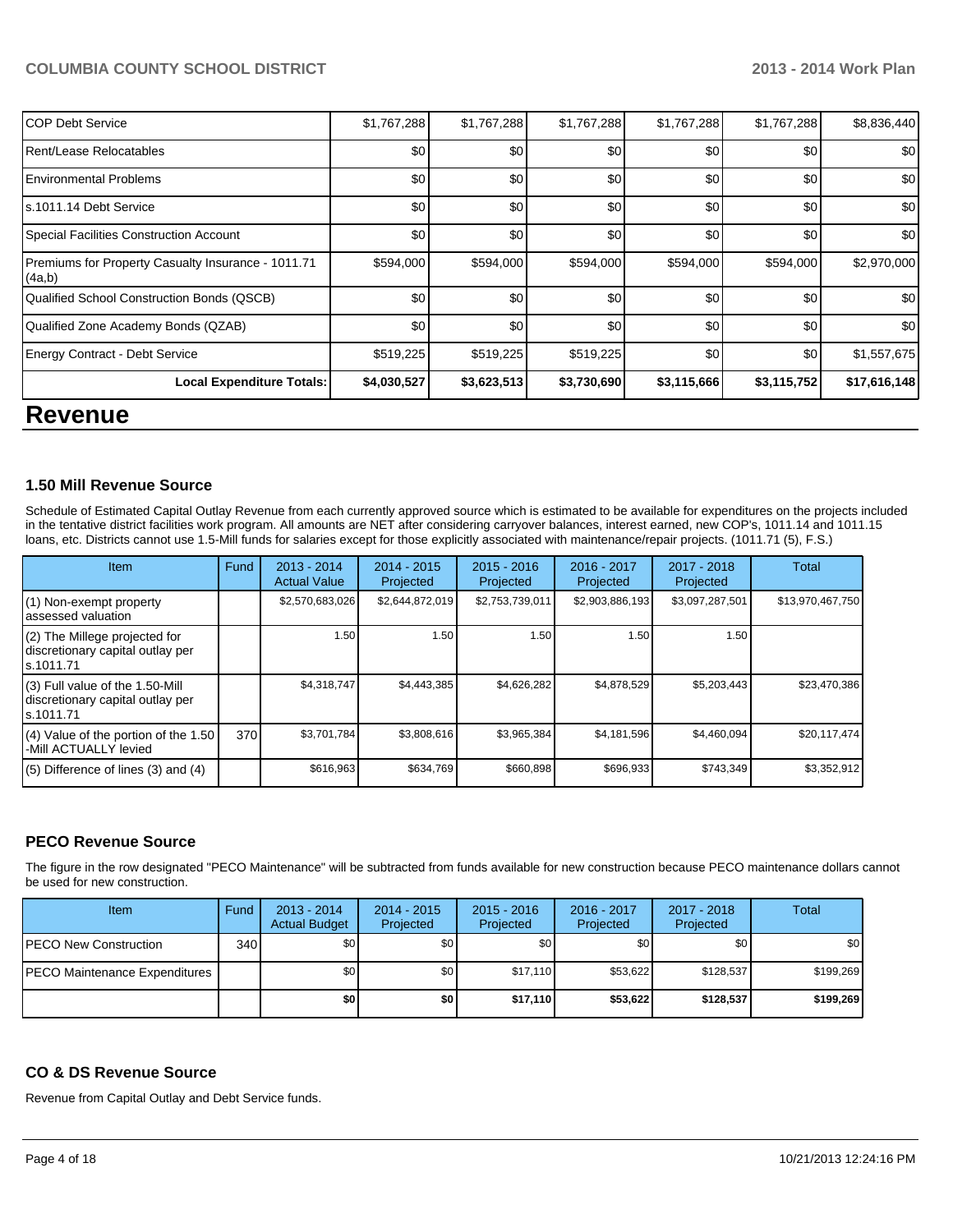| COP Debt Service | $1,767,288 | $1,767,288 | $1,767,288 | $1,767,288 | $1,767,288 | $8,836,440 |
|---|---|---|---|---|---|---|
| Rent/Lease Relocatables | $0 | $0 | $0 | $0 | $0 | $0 |
| Environmental Problems | $0 | $0 | $0 | $0 | $0 | $0 |
| s.1011.14 Debt Service | $0 | $0 | $0 | $0 | $0 | $0 |
| Special Facilities Construction Account | $0 | $0 | $0 | $0 | $0 | $0 |
| Premiums for Property Casualty Insurance - 1011.71 (4a,b) | $594,000 | $594,000 | $594,000 | $594,000 | $594,000 | $2,970,000 |
| Qualified School Construction Bonds (QSCB) | $0 | $0 | $0 | $0 | $0 | $0 |
| Qualified Zone Academy Bonds (QZAB) | $0 | $0 | $0 | $0 | $0 | $0 |
| Energy Contract - Debt Service | $519,225 | $519,225 | $519,225 | $0 | $0 | $1,557,675 |
| **Local Expenditure Totals:** | **$4,030,527** | **$3,623,513** | **$3,730,690** | **$3,115,666** | **$3,115,752** | **$17,616,148** |

# Revenue

### 1.50 Mill Revenue Source

Schedule of Estimated Capital Outlay Revenue from each currently approved source which is estimated to be available for expenditures on the projects included in the tentative district facilities work program. All amounts are NET after considering carryover balances, interest earned, new COP's, 1011.14 and 1011.15 loans, etc. Districts cannot use 1.5-Mill funds for salaries except for those explicitly associated with maintenance/repair projects. (1011.71 (5), F.S.)

| Item | Fund | 2013 - 2014 Actual Value | 2014 - 2015 Projected | 2015 - 2016 Projected | 2016 - 2017 Projected | 2017 - 2018 Projected | Total |
|---|---|---|---|---|---|---|---|
| (1) Non-exempt property assessed valuation | | $2,570,683,026 | $2,644,872,019 | $2,753,739,011 | $2,903,886,193 | $3,097,287,501 | $13,970,467,750 |
| (2) The Millege projected for discretionary capital outlay per s.1011.71 | | 1.50 | 1.50 | 1.50 | 1.50 | 1.50 | |
| (3) Full value of the 1.50-Mill discretionary capital outlay per s.1011.71 | | $4,318,747 | $4,443,385 | $4,626,282 | $4,878,529 | $5,203,443 | $23,470,386 |
| (4) Value of the portion of the 1.50 -Mill ACTUALLY levied | 370 | $3,701,784 | $3,808,616 | $3,965,384 | $4,181,596 | $4,460,094 | $20,117,474 |
| (5) Difference of lines (3) and (4) | | $616,963 | $634,769 | $660,898 | $696,933 | $743,349 | $3,352,912 |

### PECO Revenue Source

The figure in the row designated "PECO Maintenance" will be subtracted from funds available for new construction because PECO maintenance dollars cannot be used for new construction.

| Item | Fund | 2013 - 2014 Actual Budget | 2014 - 2015 Projected | 2015 - 2016 Projected | 2016 - 2017 Projected | 2017 - 2018 Projected | Total |
|---|---|---|---|---|---|---|---|
| PECO New Construction | 340 | $0 | $0 | $0 | $0 | $0 | $0 |
| PECO Maintenance Expenditures | | $0 | $0 | $17,110 | $53,622 | $128,537 | $199,269 |
| | | **$0** | **$0** | **$17,110** | **$53,622** | **$128,537** | **$199,269** |

### CO & DS Revenue Source

Revenue from Capital Outlay and Debt Service funds.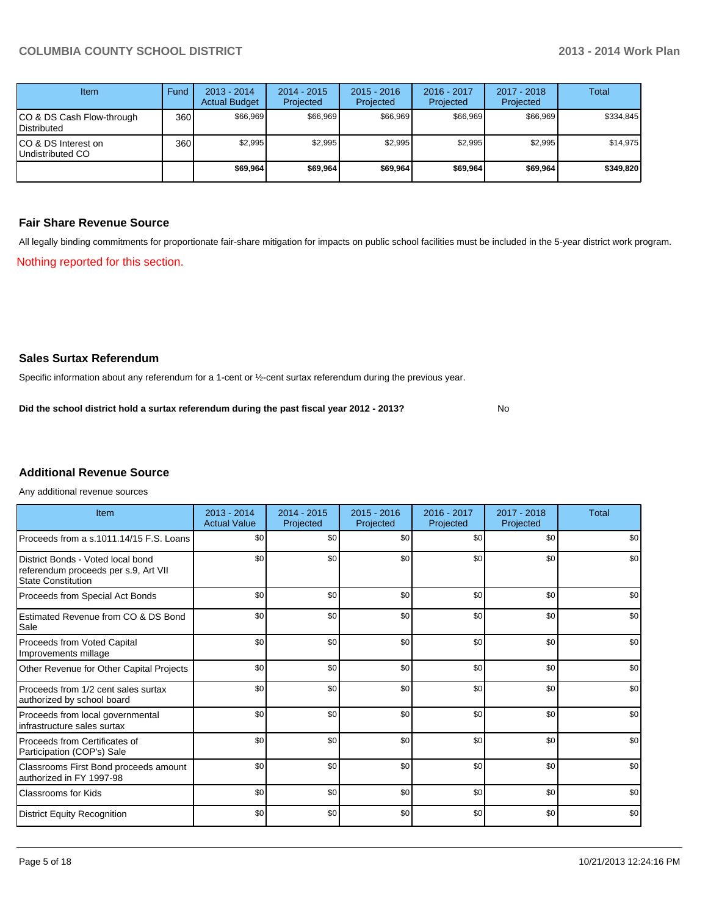| Item | Fund | 2013 - 2014 Actual Budget | 2014 - 2015 Projected | 2015 - 2016 Projected | 2016 - 2017 Projected | 2017 - 2018 Projected | Total |
|---|---|---|---|---|---|---|---|
| CO & DS Cash Flow-through Distributed | 360 | $66,969 | $66,969 | $66,969 | $66,969 | $66,969 | $334,845 |
| CO & DS Interest on Undistributed CO | 360 | $2,995 | $2,995 | $2,995 | $2,995 | $2,995 | $14,975 |
| | | **$69,964** | **$69,964** | **$69,964** | **$69,964** | **$69,964** | **$349,820** |

## Fair Share Revenue Source

All legally binding commitments for proportionate fair-share mitigation for impacts on public school facilities must be included in the 5-year district work program.

Nothing reported for this section.

## Sales Surtax Referendum

Specific information about any referendum for a 1-cent or ½-cent surtax referendum during the previous year.

**Did the school district hold a surtax referendum during the past fiscal year 2012 - 2013?** No

## Additional Revenue Source

Any additional revenue sources

| Item | 2013 - 2014 Actual Value | 2014 - 2015 Projected | 2015 - 2016 Projected | 2016 - 2017 Projected | 2017 - 2018 Projected | Total |
|---|---|---|---|---|---|---|
| Proceeds from a s.1011.14/15 F.S. Loans | $0 | $0 | $0 | $0 | $0 | $0 |
| District Bonds - Voted local bond referendum proceeds per s.9, Art VII State Constitution | $0 | $0 | $0 | $0 | $0 | $0 |
| Proceeds from Special Act Bonds | $0 | $0 | $0 | $0 | $0 | $0 |
| Estimated Revenue from CO & DS Bond Sale | $0 | $0 | $0 | $0 | $0 | $0 |
| Proceeds from Voted Capital Improvements millage | $0 | $0 | $0 | $0 | $0 | $0 |
| Other Revenue for Other Capital Projects | $0 | $0 | $0 | $0 | $0 | $0 |
| Proceeds from 1/2 cent sales surtax authorized by school board | $0 | $0 | $0 | $0 | $0 | $0 |
| Proceeds from local governmental infrastructure sales surtax | $0 | $0 | $0 | $0 | $0 | $0 |
| Proceeds from Certificates of Participation (COP's) Sale | $0 | $0 | $0 | $0 | $0 | $0 |
| Classrooms First Bond proceeds amount authorized in FY 1997-98 | $0 | $0 | $0 | $0 | $0 | $0 |
| Classrooms for Kids | $0 | $0 | $0 | $0 | $0 | $0 |
| District Equity Recognition | $0 | $0 | $0 | $0 | $0 | $0 |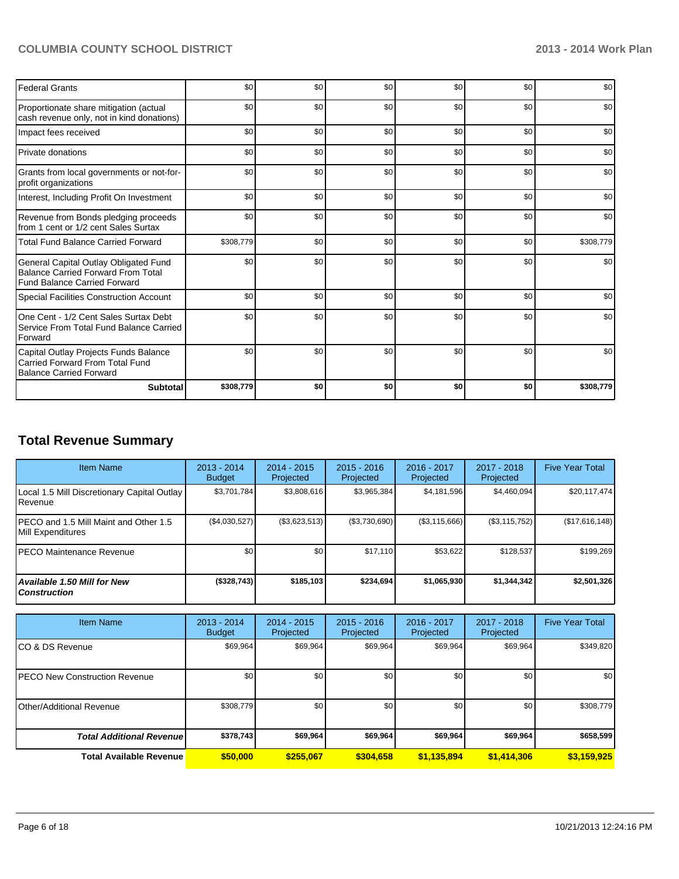| | | | | | | |
|---|---|---|---|---|---|---|
| Federal Grants | $0 | $0 | $0 | $0 | $0 | $0 |
| Proportionate share mitigation (actual cash revenue only, not in kind donations) | $0 | $0 | $0 | $0 | $0 | $0 |
| Impact fees received | $0 | $0 | $0 | $0 | $0 | $0 |
| Private donations | $0 | $0 | $0 | $0 | $0 | $0 |
| Grants from local governments or not-for-profit organizations | $0 | $0 | $0 | $0 | $0 | $0 |
| Interest, Including Profit On Investment | $0 | $0 | $0 | $0 | $0 | $0 |
| Revenue from Bonds pledging proceeds from 1 cent or 1/2 cent Sales Surtax | $0 | $0 | $0 | $0 | $0 | $0 |
| Total Fund Balance Carried Forward | $308,779 | $0 | $0 | $0 | $0 | $308,779 |
| General Capital Outlay Obligated Fund Balance Carried Forward From Total Fund Balance Carried Forward | $0 | $0 | $0 | $0 | $0 | $0 |
| Special Facilities Construction Account | $0 | $0 | $0 | $0 | $0 | $0 |
| One Cent - 1/2 Cent Sales Surtax Debt Service From Total Fund Balance Carried Forward | $0 | $0 | $0 | $0 | $0 | $0 |
| Capital Outlay Projects Funds Balance Carried Forward From Total Fund Balance Carried Forward | $0 | $0 | $0 | $0 | $0 | $0 |
| **Subtotal** | **$308,779** | **$0** | **$0** | **$0** | **$0** | **$308,779** |

## Total Revenue Summary

| Item Name | 2013 - 2014 Budget | 2014 - 2015 Projected | 2015 - 2016 Projected | 2016 - 2017 Projected | 2017 - 2018 Projected | Five Year Total |
|---|---|---|---|---|---|---|
| Local 1.5 Mill Discretionary Capital Outlay Revenue | $3,701,784 | $3,808,616 | $3,965,384 | $4,181,596 | $4,460,094 | $20,117,474 |
| PECO and 1.5 Mill Maint and Other 1.5 Mill Expenditures | ($4,030,527) | ($3,623,513) | ($3,730,690) | ($3,115,666) | ($3,115,752) | ($17,616,148) |
| PECO Maintenance Revenue | $0 | $0 | $17,110 | $53,622 | $128,537 | $199,269 |
| ***Available 1.50 Mill for New Construction*** | **($328,743)** | **$185,103** | **$234,694** | **$1,065,930** | **$1,344,342** | **$2,501,326** |

| Item Name | 2013 - 2014 Budget | 2014 - 2015 Projected | 2015 - 2016 Projected | 2016 - 2017 Projected | 2017 - 2018 Projected | Five Year Total |
|---|---|---|---|---|---|---|
| CO & DS Revenue | $69,964 | $69,964 | $69,964 | $69,964 | $69,964 | $349,820 |
| PECO New Construction Revenue | $0 | $0 | $0 | $0 | $0 | $0 |
| Other/Additional Revenue | $308,779 | $0 | $0 | $0 | $0 | $308,779 |
| ***Total Additional Revenue*** | **$378,743** | **$69,964** | **$69,964** | **$69,964** | **$69,964** | **$658,599** |
| **Total Available Revenue** | **$50,000** | **$255,067** | **$304,658** | **$1,135,894** | **$1,414,306** | **$3,159,925** |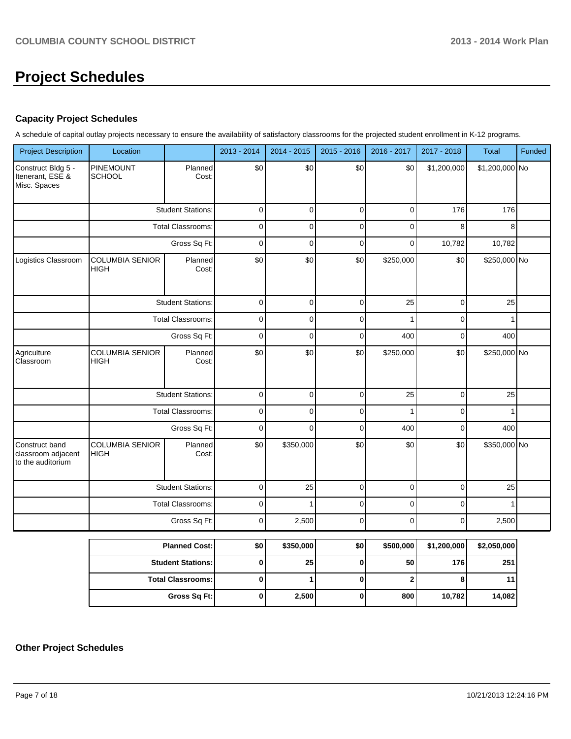# Project Schedules

### Capacity Project Schedules

A schedule of capital outlay projects necessary to ensure the availability of satisfactory classrooms for the projected student enrollment in K-12 programs.

| Project Description | Location | | 2013 - 2014 | 2014 - 2015 | 2015 - 2016 | 2016 - 2017 | 2017 - 2018 | Total | Funded |
|---|---|---|---|---|---|---|---|---|---|
| Construct Bldg 5 - Itenerant, ESE & Misc. Spaces | PINEMOUNT SCHOOL | Planned Cost: | $0 | $0 | $0 | $0 | $1,200,000 | $1,200,000 | No |
| | | Student Stations: | 0 | 0 | 0 | 0 | 176 | 176 | |
| | | Total Classrooms: | 0 | 0 | 0 | 0 | 8 | 8 | |
| | | Gross Sq Ft: | 0 | 0 | 0 | 0 | 10,782 | 10,782 | |
| Logistics Classroom | COLUMBIA SENIOR HIGH | Planned Cost: | $0 | $0 | $0 | $250,000 | $0 | $250,000 | No |
| | | Student Stations: | 0 | 0 | 0 | 25 | 0 | 25 | |
| | | Total Classrooms: | 0 | 0 | 0 | 1 | 0 | 1 | |
| | | Gross Sq Ft: | 0 | 0 | 0 | 400 | 0 | 400 | |
| Agriculture Classroom | COLUMBIA SENIOR HIGH | Planned Cost: | $0 | $0 | $0 | $250,000 | $0 | $250,000 | No |
| | | Student Stations: | 0 | 0 | 0 | 25 | 0 | 25 | |
| | | Total Classrooms: | 0 | 0 | 0 | 1 | 0 | 1 | |
| | | Gross Sq Ft: | 0 | 0 | 0 | 400 | 0 | 400 | |
| Construct band classroom adjacent to the auditorium | COLUMBIA SENIOR HIGH | Planned Cost: | $0 | $350,000 | $0 | $0 | $0 | $350,000 | No |
| | | Student Stations: | 0 | 25 | 0 | 0 | 0 | 25 | |
| | | Total Classrooms: | 0 | 1 | 0 | 0 | 0 | 1 | |
| | | Gross Sq Ft: | 0 | 2,500 | 0 | 0 | 0 | 2,500 | |

| | 2013 - 2014 | 2014 - 2015 | 2015 - 2016 | 2016 - 2017 | 2017 - 2018 | Total |
|---|---|---|---|---|---|---|
| **Planned Cost:** | **$0** | **$350,000** | **$0** | **$500,000** | **$1,200,000** | **$2,050,000** |
| **Student Stations:** | **0** | **25** | **0** | **50** | **176** | **251** |
| **Total Classrooms:** | **0** | **1** | **0** | **2** | **8** | **11** |
| **Gross Sq Ft:** | **0** | **2,500** | **0** | **800** | **10,782** | **14,082** |

### Other Project Schedules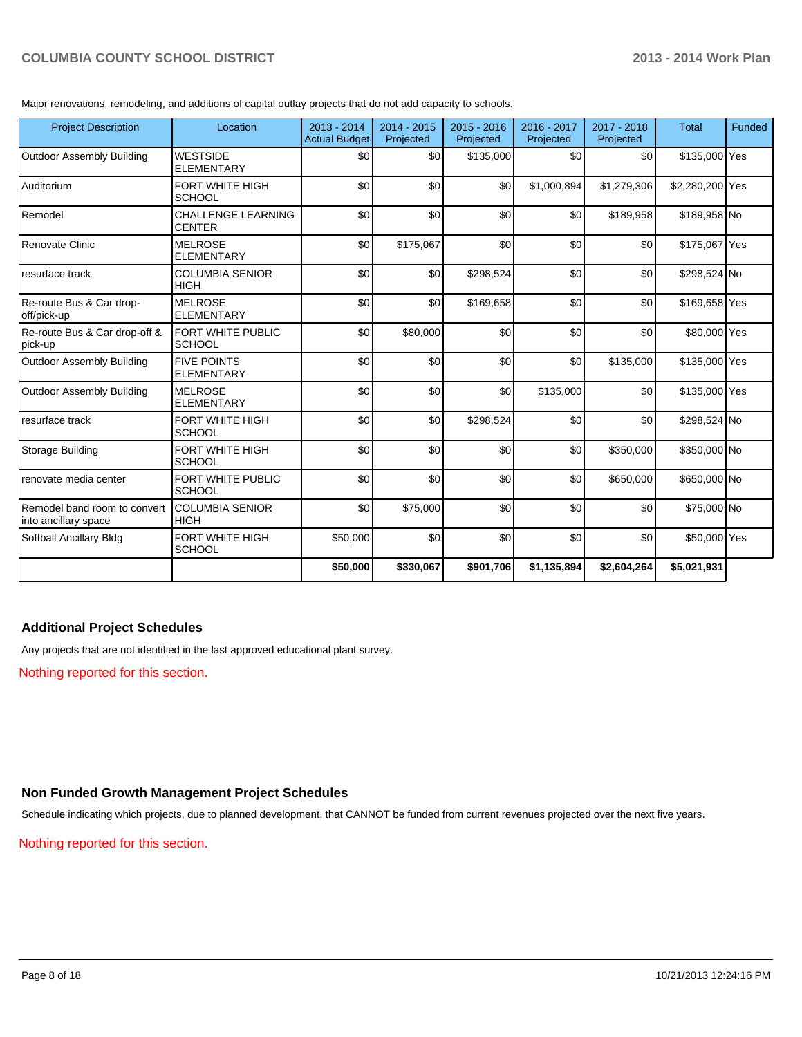Major renovations, remodeling, and additions of capital outlay projects that do not add capacity to schools.

| Project Description | Location | 2013 - 2014 Actual Budget | 2014 - 2015 Projected | 2015 - 2016 Projected | 2016 - 2017 Projected | 2017 - 2018 Projected | Total | Funded |
|---|---|---|---|---|---|---|---|---|
| Outdoor Assembly Building | WESTSIDE ELEMENTARY | $0 | $0 | $135,000 | $0 | $0 | $135,000 | Yes |
| Auditorium | FORT WHITE HIGH SCHOOL | $0 | $0 | $0 | $1,000,894 | $1,279,306 | $2,280,200 | Yes |
| Remodel | CHALLENGE LEARNING CENTER | $0 | $0 | $0 | $0 | $189,958 | $189,958 | No |
| Renovate Clinic | MELROSE ELEMENTARY | $0 | $175,067 | $0 | $0 | $0 | $175,067 | Yes |
| resurface track | COLUMBIA SENIOR HIGH | $0 | $0 | $298,524 | $0 | $0 | $298,524 | No |
| Re-route Bus & Car drop-off/pick-up | MELROSE ELEMENTARY | $0 | $0 | $169,658 | $0 | $0 | $169,658 | Yes |
| Re-route Bus & Car drop-off & pick-up | FORT WHITE PUBLIC SCHOOL | $0 | $80,000 | $0 | $0 | $0 | $80,000 | Yes |
| Outdoor Assembly Building | FIVE POINTS ELEMENTARY | $0 | $0 | $0 | $0 | $135,000 | $135,000 | Yes |
| Outdoor Assembly Building | MELROSE ELEMENTARY | $0 | $0 | $0 | $135,000 | $0 | $135,000 | Yes |
| resurface track | FORT WHITE HIGH SCHOOL | $0 | $0 | $298,524 | $0 | $0 | $298,524 | No |
| Storage Building | FORT WHITE HIGH SCHOOL | $0 | $0 | $0 | $0 | $350,000 | $350,000 | No |
| renovate media center | FORT WHITE PUBLIC SCHOOL | $0 | $0 | $0 | $0 | $650,000 | $650,000 | No |
| Remodel band room to convert into ancillary space | COLUMBIA SENIOR HIGH | $0 | $75,000 | $0 | $0 | $0 | $75,000 | No |
| Softball Ancillary Bldg | FORT WHITE HIGH SCHOOL | $50,000 | $0 | $0 | $0 | $0 | $50,000 | Yes |
| | | **$50,000** | **$330,067** | **$901,706** | **$1,135,894** | **$2,604,264** | **$5,021,931** | |

### Additional Project Schedules

Any projects that are not identified in the last approved educational plant survey.

Nothing reported for this section.

### Non Funded Growth Management Project Schedules

Schedule indicating which projects, due to planned development, that CANNOT be funded from current revenues projected over the next five years.

Nothing reported for this section.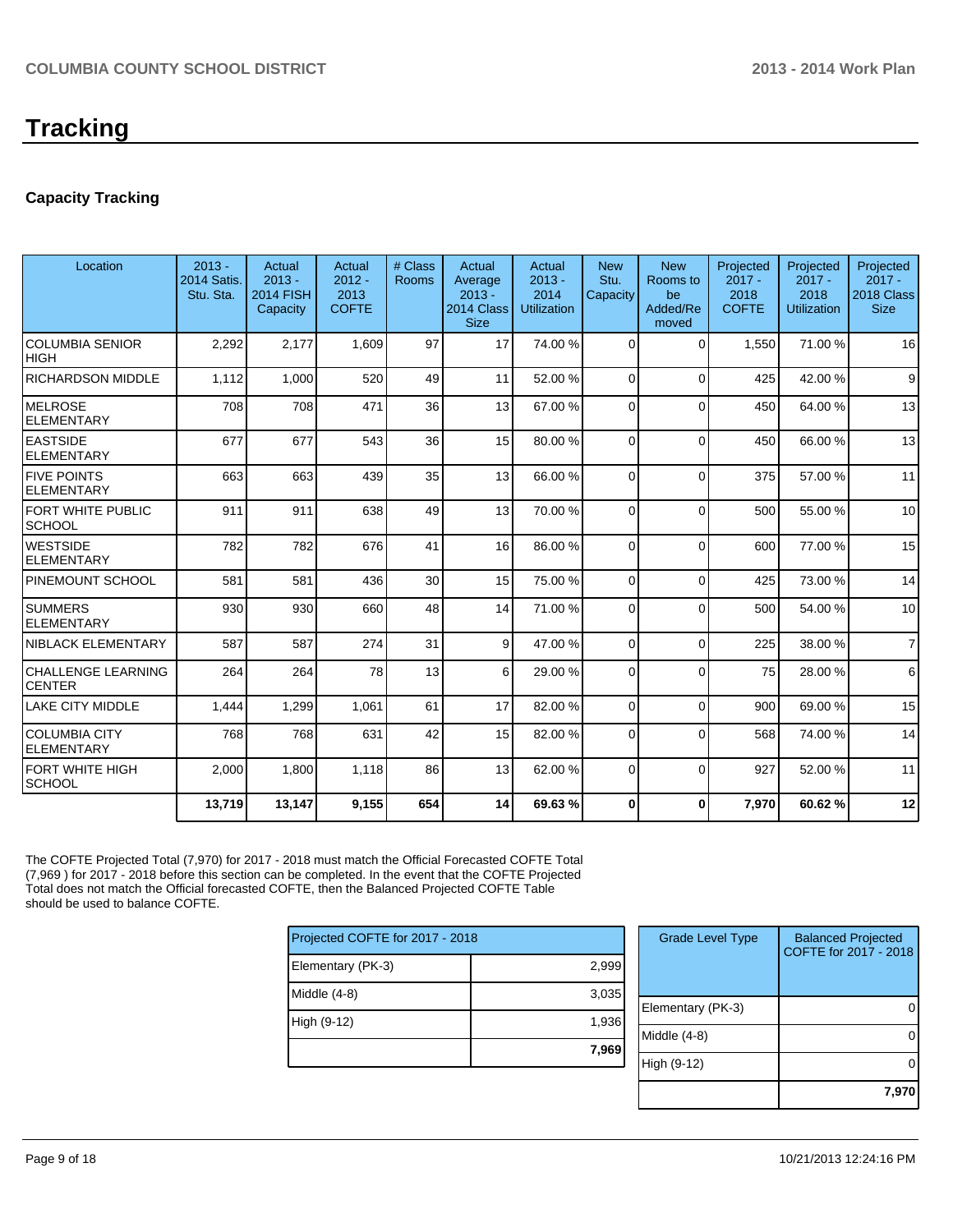# Tracking

## Capacity Tracking

| Location | 2013 - 2014 Satis. Stu. Sta. | Actual 2013 - 2014 FISH Capacity | Actual 2012 - 2013 COFTE | # Class Rooms | Actual Average 2013 - 2014 Class Size | Actual 2013 - 2014 Utilization | New Stu. Capacity | New Rooms to be Added/Removed | Projected 2017 - 2018 COFTE | Projected 2017 - 2018 Utilization | Projected 2017 - 2018 Class Size |
|---|---|---|---|---|---|---|---|---|---|---|---|
| COLUMBIA SENIOR HIGH | 2,292 | 2,177 | 1,609 | 97 | 17 | 74.00 % | 0 | 0 | 1,550 | 71.00 % | 16 |
| RICHARDSON MIDDLE | 1,112 | 1,000 | 520 | 49 | 11 | 52.00 % | 0 | 0 | 425 | 42.00 % | 9 |
| MELROSE ELEMENTARY | 708 | 708 | 471 | 36 | 13 | 67.00 % | 0 | 0 | 450 | 64.00 % | 13 |
| EASTSIDE ELEMENTARY | 677 | 677 | 543 | 36 | 15 | 80.00 % | 0 | 0 | 450 | 66.00 % | 13 |
| FIVE POINTS ELEMENTARY | 663 | 663 | 439 | 35 | 13 | 66.00 % | 0 | 0 | 375 | 57.00 % | 11 |
| FORT WHITE PUBLIC SCHOOL | 911 | 911 | 638 | 49 | 13 | 70.00 % | 0 | 0 | 500 | 55.00 % | 10 |
| WESTSIDE ELEMENTARY | 782 | 782 | 676 | 41 | 16 | 86.00 % | 0 | 0 | 600 | 77.00 % | 15 |
| PINEMOUNT SCHOOL | 581 | 581 | 436 | 30 | 15 | 75.00 % | 0 | 0 | 425 | 73.00 % | 14 |
| SUMMERS ELEMENTARY | 930 | 930 | 660 | 48 | 14 | 71.00 % | 0 | 0 | 500 | 54.00 % | 10 |
| NIBLACK ELEMENTARY | 587 | 587 | 274 | 31 | 9 | 47.00 % | 0 | 0 | 225 | 38.00 % | 7 |
| CHALLENGE LEARNING CENTER | 264 | 264 | 78 | 13 | 6 | 29.00 % | 0 | 0 | 75 | 28.00 % | 6 |
| LAKE CITY MIDDLE | 1,444 | 1,299 | 1,061 | 61 | 17 | 82.00 % | 0 | 0 | 900 | 69.00 % | 15 |
| COLUMBIA CITY ELEMENTARY | 768 | 768 | 631 | 42 | 15 | 82.00 % | 0 | 0 | 568 | 74.00 % | 14 |
| FORT WHITE HIGH SCHOOL | 2,000 | 1,800 | 1,118 | 86 | 13 | 62.00 % | 0 | 0 | 927 | 52.00 % | 11 |
| | **13,719** | **13,147** | **9,155** | **654** | **14** | **69.63 %** | **0** | **0** | **7,970** | **60.62 %** | **12** |

The COFTE Projected Total (7,970) for 2017 - 2018 must match the Official Forecasted COFTE Total (7,969 ) for 2017 - 2018 before this section can be completed. In the event that the COFTE Projected Total does not match the Official forecasted COFTE, then the Balanced Projected COFTE Table should be used to balance COFTE.

| Projected COFTE for 2017 - 2018 | |
|---|---|
| Elementary (PK-3) | 2,999 |
| Middle (4-8) | 3,035 |
| High (9-12) | 1,936 |
| | **7,969** |

| Grade Level Type | Balanced Projected COFTE for 2017 - 2018 |
|---|---|
| Elementary (PK-3) | 0 |
| Middle (4-8) | 0 |
| High (9-12) | 0 |
| | **7,970** |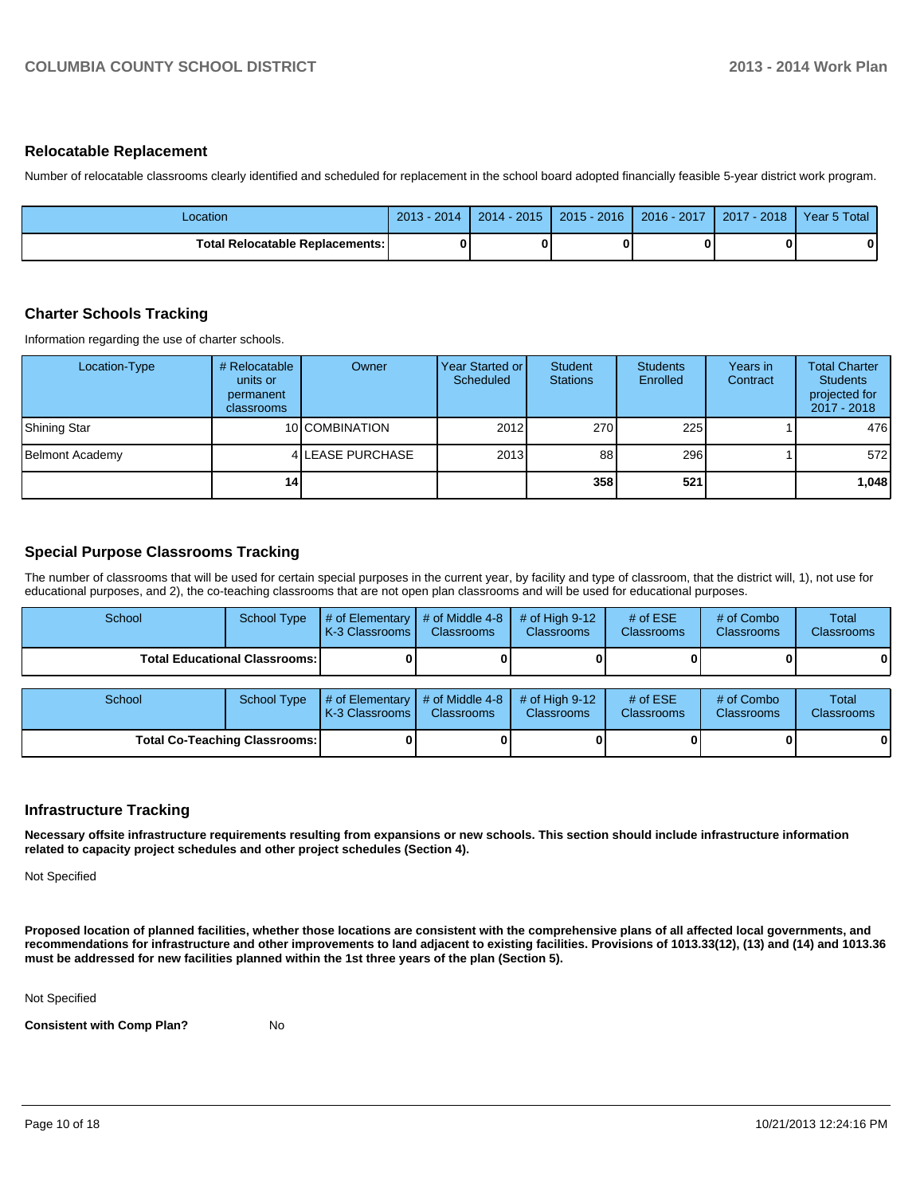## Relocatable Replacement

Number of relocatable classrooms clearly identified and scheduled for replacement in the school board adopted financially feasible 5-year district work program.

| Location | 2013 - 2014 | 2014 - 2015 | 2015 - 2016 | 2016 - 2017 | 2017 - 2018 | Year 5 Total |
|---|---|---|---|---|---|---|
| **Total Relocatable Replacements:** | **0** | **0** | **0** | **0** | **0** | **0** |

## Charter Schools Tracking

Information regarding the use of charter schools.

| Location-Type | # Relocatable units or permanent classrooms | Owner | Year Started or Scheduled | Student Stations | Students Enrolled | Years in Contract | Total Charter Students projected for 2017 - 2018 |
|---|---|---|---|---|---|---|---|
| Shining Star | 10 | COMBINATION | 2012 | 270 | 225 | 1 | 476 |
| Belmont Academy | 4 | LEASE PURCHASE | 2013 | 88 | 296 | 1 | 572 |
| | **14** | | | **358** | **521** | | **1,048** |

## Special Purpose Classrooms Tracking

The number of classrooms that will be used for certain special purposes in the current year, by facility and type of classroom, that the district will, 1), not use for educational purposes, and 2), the co-teaching classrooms that are not open plan classrooms and will be used for educational purposes.

| School | School Type | # of Elementary K-3 Classrooms | # of Middle 4-8 Classrooms | # of High 9-12 Classrooms | # of ESE Classrooms | # of Combo Classrooms | Total Classrooms |
|---|---|---|---|---|---|---|---|
| **Total Educational Classrooms:** | | **0** | **0** | **0** | **0** | **0** | **0** |

| School | School Type | # of Elementary K-3 Classrooms | # of Middle 4-8 Classrooms | # of High 9-12 Classrooms | # of ESE Classrooms | # of Combo Classrooms | Total Classrooms |
|---|---|---|---|---|---|---|---|
| **Total Co-Teaching Classrooms:** | | **0** | **0** | **0** | **0** | **0** | **0** |

## Infrastructure Tracking

**Necessary offsite infrastructure requirements resulting from expansions or new schools. This section should include infrastructure information related to capacity project schedules and other project schedules (Section 4).**

Not Specified

**Proposed location of planned facilities, whether those locations are consistent with the comprehensive plans of all affected local governments, and recommendations for infrastructure and other improvements to land adjacent to existing facilities. Provisions of 1013.33(12), (13) and (14) and 1013.36 must be addressed for new facilities planned within the 1st three years of the plan (Section 5).**

Not Specified

**Consistent with Comp Plan?** No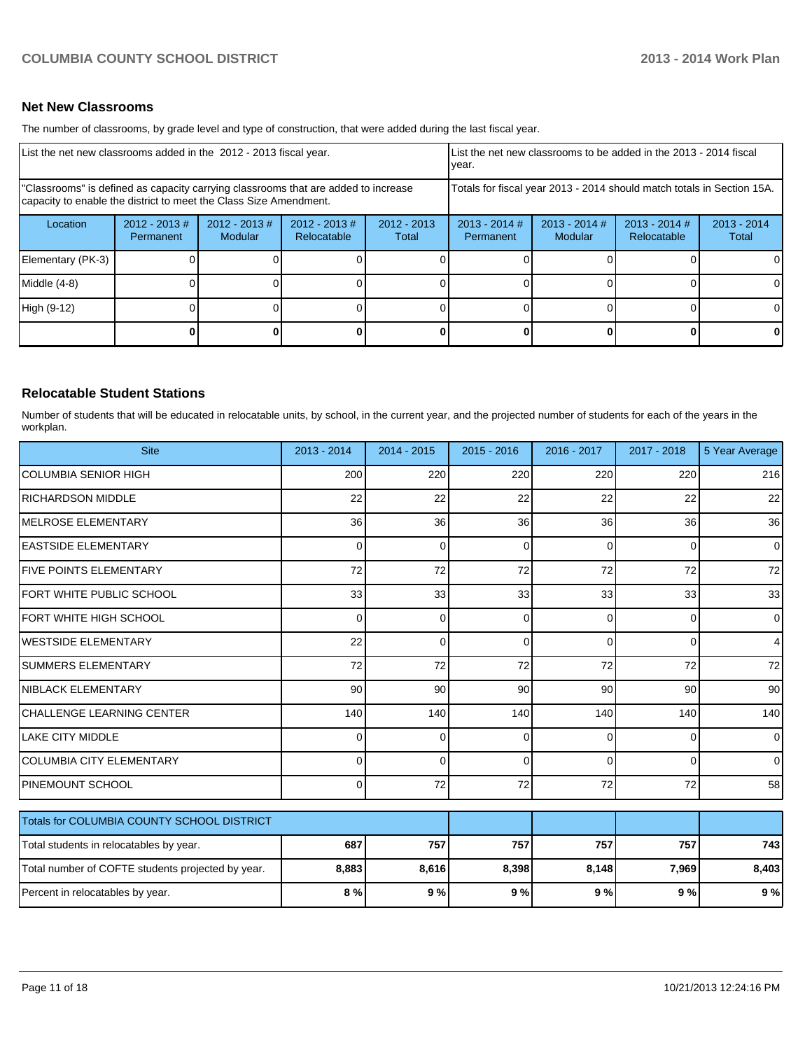## Net New Classrooms

The number of classrooms, by grade level and type of construction, that were added during the last fiscal year.

| List the net new classrooms added in the 2012 - 2013 fiscal year. | | | | | List the net new classrooms to be added in the 2013 - 2014 fiscal year. | | | |
|---|---|---|---|---|---|---|---|---|
| "Classrooms" is defined as capacity carrying classrooms that are added to increase capacity to enable the district to meet the Class Size Amendment. | | | | | Totals for fiscal year 2013 - 2014 should match totals in Section 15A. | | | |
| Location | 2012 - 2013 # Permanent | 2012 - 2013 # Modular | 2012 - 2013 # Relocatable | 2012 - 2013 Total | 2013 - 2014 # Permanent | 2013 - 2014 # Modular | 2013 - 2014 # Relocatable | 2013 - 2014 Total |
| Elementary (PK-3) | 0 | 0 | 0 | 0 | 0 | 0 | 0 | 0 |
| Middle (4-8) | 0 | 0 | 0 | 0 | 0 | 0 | 0 | 0 |
| High (9-12) | 0 | 0 | 0 | 0 | 0 | 0 | 0 | 0 |
| | **0** | **0** | **0** | **0** | **0** | **0** | **0** | **0** |

## Relocatable Student Stations

Number of students that will be educated in relocatable units, by school, in the current year, and the projected number of students for each of the years in the workplan.

| Site | 2013 - 2014 | 2014 - 2015 | 2015 - 2016 | 2016 - 2017 | 2017 - 2018 | 5 Year Average |
|---|---|---|---|---|---|---|
| COLUMBIA SENIOR HIGH | 200 | 220 | 220 | 220 | 220 | 216 |
| RICHARDSON MIDDLE | 22 | 22 | 22 | 22 | 22 | 22 |
| MELROSE ELEMENTARY | 36 | 36 | 36 | 36 | 36 | 36 |
| EASTSIDE ELEMENTARY | 0 | 0 | 0 | 0 | 0 | 0 |
| FIVE POINTS ELEMENTARY | 72 | 72 | 72 | 72 | 72 | 72 |
| FORT WHITE PUBLIC SCHOOL | 33 | 33 | 33 | 33 | 33 | 33 |
| FORT WHITE HIGH SCHOOL | 0 | 0 | 0 | 0 | 0 | 0 |
| WESTSIDE ELEMENTARY | 22 | 0 | 0 | 0 | 0 | 4 |
| SUMMERS ELEMENTARY | 72 | 72 | 72 | 72 | 72 | 72 |
| NIBLACK ELEMENTARY | 90 | 90 | 90 | 90 | 90 | 90 |
| CHALLENGE LEARNING CENTER | 140 | 140 | 140 | 140 | 140 | 140 |
| LAKE CITY MIDDLE | 0 | 0 | 0 | 0 | 0 | 0 |
| COLUMBIA CITY ELEMENTARY | 0 | 0 | 0 | 0 | 0 | 0 |
| PINEMOUNT SCHOOL | 0 | 72 | 72 | 72 | 72 | 58 |

| Totals for COLUMBIA COUNTY SCHOOL DISTRICT | | | | | | |
|---|---|---|---|---|---|---|
| Total students in relocatables by year. | **687** | **757** | **757** | **757** | **757** | **743** |
| Total number of COFTE students projected by year. | **8,883** | **8,616** | **8,398** | **8,148** | **7,969** | **8,403** |
| Percent in relocatables by year. | **8 %** | **9 %** | **9 %** | **9 %** | **9 %** | **9 %** |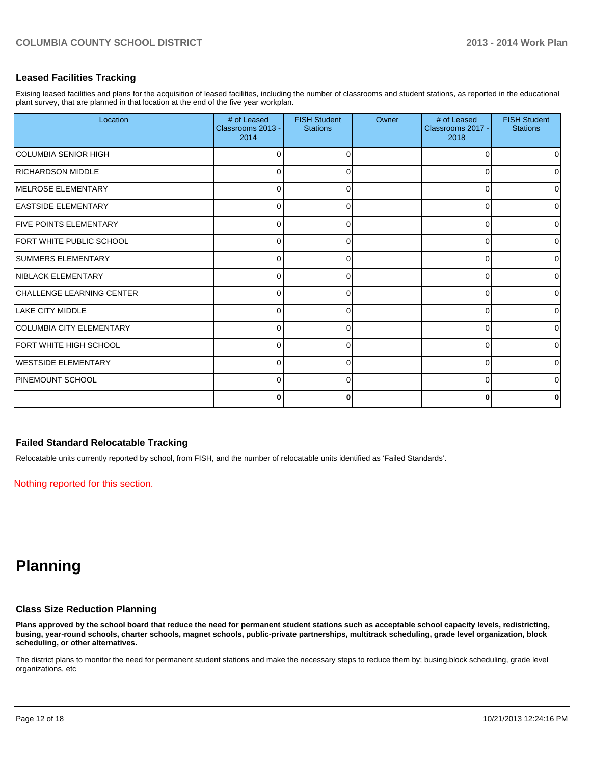### Leased Facilities Tracking

Exising leased facilities and plans for the acquisition of leased facilities, including the number of classrooms and student stations, as reported in the educational plant survey, that are planned in that location at the end of the five year workplan.

| Location | # of Leased Classrooms 2013 - 2014 | FISH Student Stations | Owner | # of Leased Classrooms 2017 - 2018 | FISH Student Stations |
|---|---|---|---|---|---|
| COLUMBIA SENIOR HIGH | 0 | 0 | | 0 | 0 |
| RICHARDSON MIDDLE | 0 | 0 | | 0 | 0 |
| MELROSE ELEMENTARY | 0 | 0 | | 0 | 0 |
| EASTSIDE ELEMENTARY | 0 | 0 | | 0 | 0 |
| FIVE POINTS ELEMENTARY | 0 | 0 | | 0 | 0 |
| FORT WHITE PUBLIC SCHOOL | 0 | 0 | | 0 | 0 |
| SUMMERS ELEMENTARY | 0 | 0 | | 0 | 0 |
| NIBLACK ELEMENTARY | 0 | 0 | | 0 | 0 |
| CHALLENGE LEARNING CENTER | 0 | 0 | | 0 | 0 |
| LAKE CITY MIDDLE | 0 | 0 | | 0 | 0 |
| COLUMBIA CITY ELEMENTARY | 0 | 0 | | 0 | 0 |
| FORT WHITE HIGH SCHOOL | 0 | 0 | | 0 | 0 |
| WESTSIDE ELEMENTARY | 0 | 0 | | 0 | 0 |
| PINEMOUNT SCHOOL | 0 | 0 | | 0 | 0 |
| | **0** | **0** | | **0** | **0** |

### Failed Standard Relocatable Tracking

Relocatable units currently reported by school, from FISH, and the number of relocatable units identified as 'Failed Standards'.

Nothing reported for this section.

# Planning

### Class Size Reduction Planning

**Plans approved by the school board that reduce the need for permanent student stations such as acceptable school capacity levels, redistricting, busing, year-round schools, charter schools, magnet schools, public-private partnerships, multitrack scheduling, grade level organization, block scheduling, or other alternatives.**

The district plans to monitor the need for permanent student stations and make the necessary steps to reduce them by; busing,block scheduling, grade level organizations, etc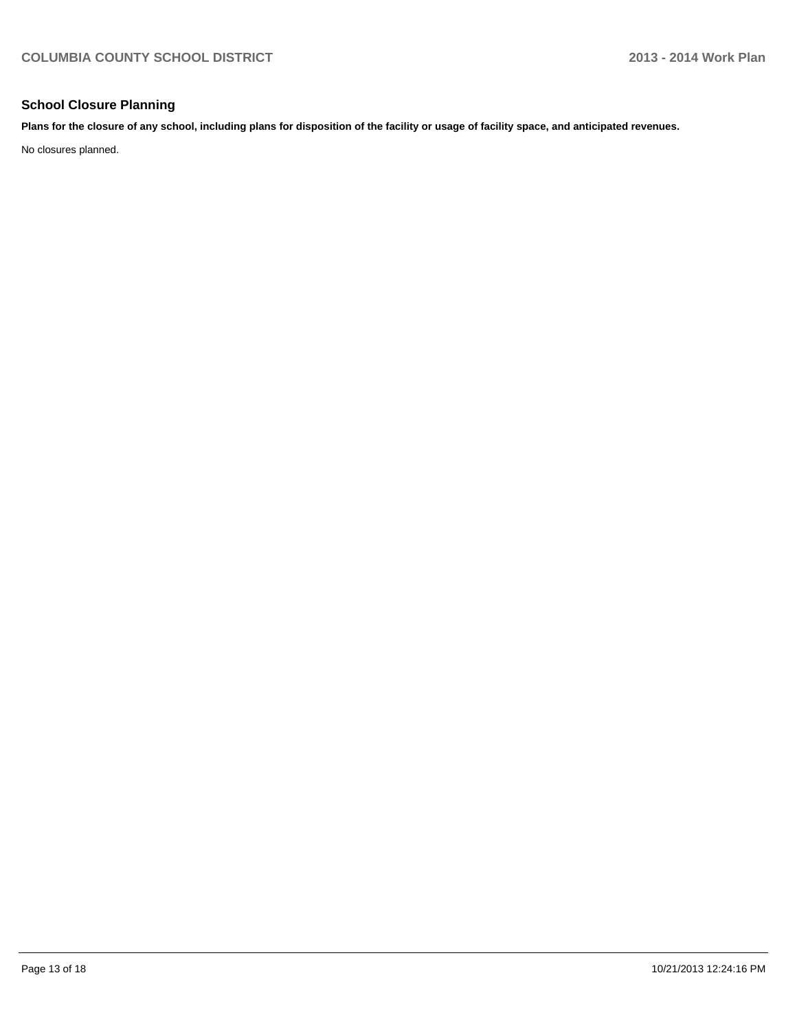## School Closure Planning

**Plans for the closure of any school, including plans for disposition of the facility or usage of facility space, and anticipated revenues.**

No closures planned.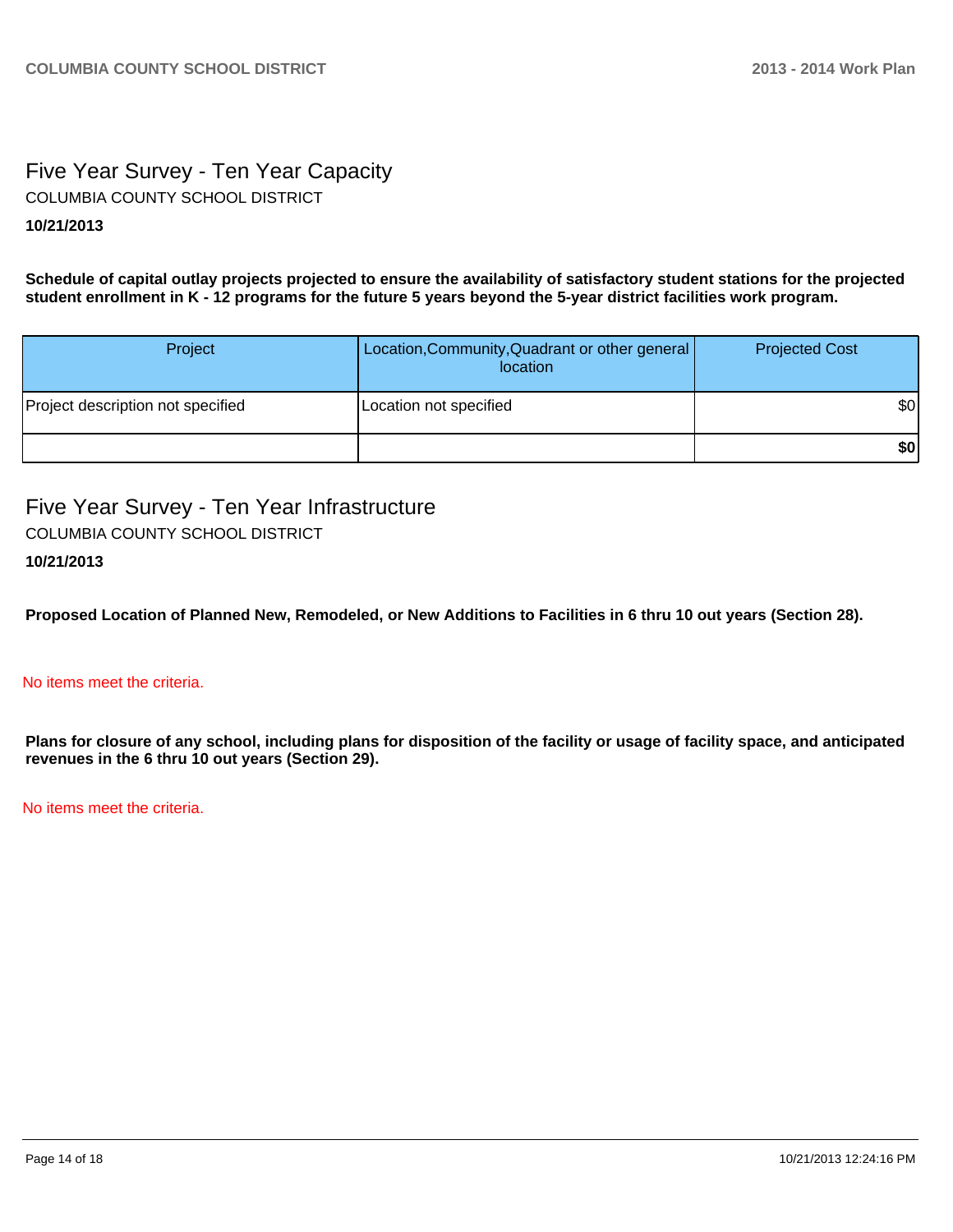## Five Year Survey - Ten Year Capacity

COLUMBIA COUNTY SCHOOL DISTRICT

**10/21/2013**

**Schedule of capital outlay projects projected to ensure the availability of satisfactory student stations for the projected student enrollment in K - 12 programs for the future 5 years beyond the 5-year district facilities work program.**

| Project | Location,Community,Quadrant or other general location | Projected Cost |
|---|---|---|
| Project description not specified | Location not specified | $0 |
| | | **$0** |

## Five Year Survey - Ten Year Infrastructure

COLUMBIA COUNTY SCHOOL DISTRICT

**10/21/2013**

**Proposed Location of Planned New, Remodeled, or New Additions to Facilities in 6 thru 10 out years (Section 28).**

No items meet the criteria.

**Plans for closure of any school, including plans for disposition of the facility or usage of facility space, and anticipated revenues in the 6 thru 10 out years (Section 29).**

No items meet the criteria.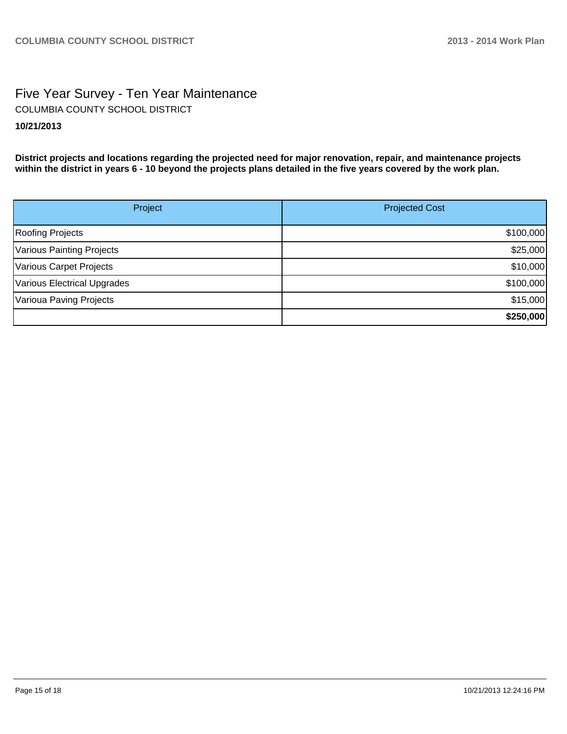# Five Year Survey - Ten Year Maintenance

COLUMBIA COUNTY SCHOOL DISTRICT

**10/21/2013**

**District projects and locations regarding the projected need for major renovation, repair, and maintenance projects within the district in years 6 - 10 beyond the projects plans detailed in the five years covered by the work plan.**

| Project | Projected Cost |
|---|---:|
| Roofing Projects | $100,000 |
| Various Painting Projects | $25,000 |
| Various Carpet Projects | $10,000 |
| Various Electrical Upgrades | $100,000 |
| Varioua Paving Projects | $15,000 |
| | **$250,000** |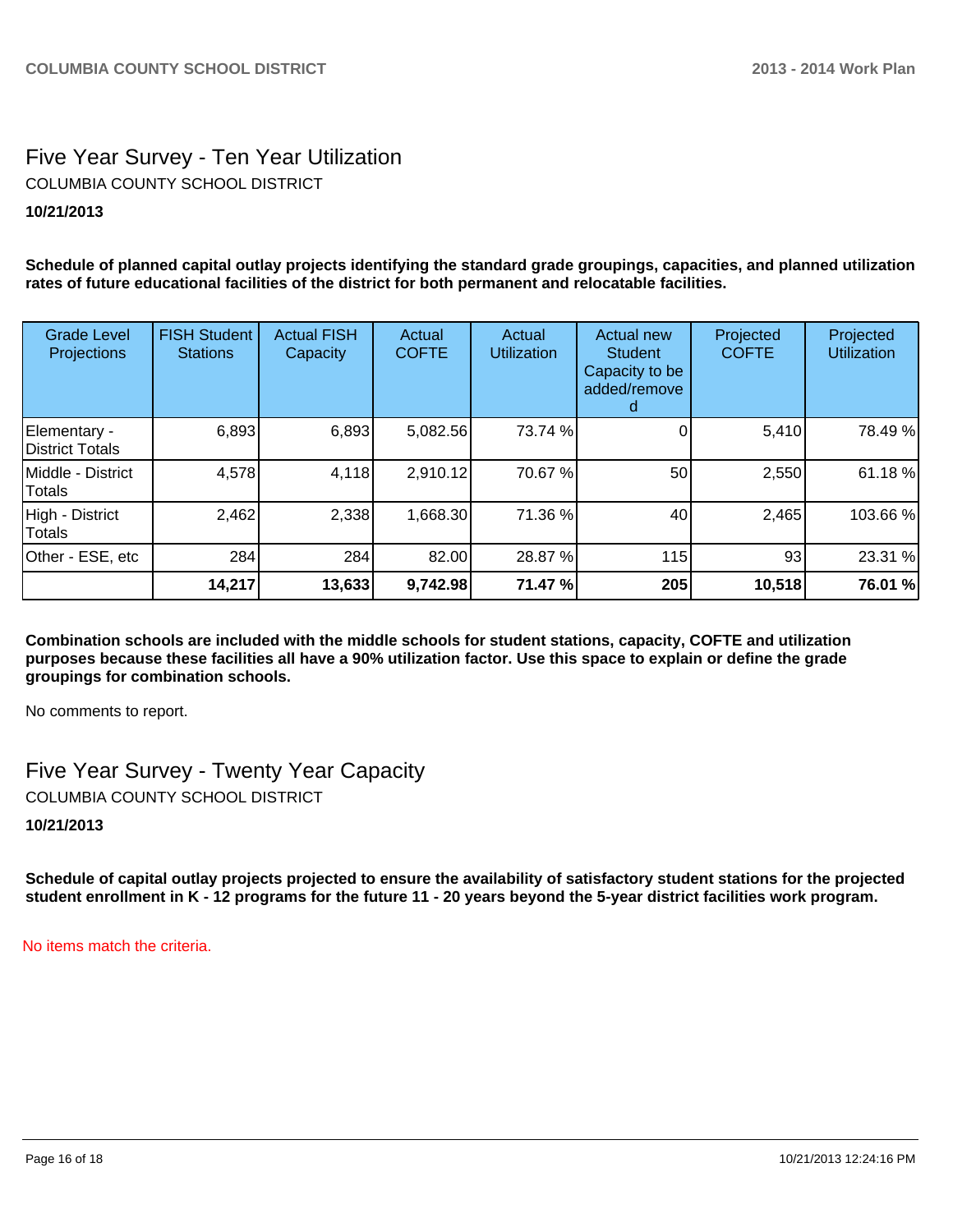# Five Year Survey - Ten Year Utilization

COLUMBIA COUNTY SCHOOL DISTRICT

**10/21/2013**

**Schedule of planned capital outlay projects identifying the standard grade groupings, capacities, and planned utilization rates of future educational facilities of the district for both permanent and relocatable facilities.**

| Grade Level Projections | FISH Student Stations | Actual FISH Capacity | Actual COFTE | Actual Utilization | Actual new Student Capacity to be added/removed | Projected COFTE | Projected Utilization |
|---|---|---|---|---|---|---|---|
| Elementary - District Totals | 6,893 | 6,893 | 5,082.56 | 73.74 % | 0 | 5,410 | 78.49 % |
| Middle - District Totals | 4,578 | 4,118 | 2,910.12 | 70.67 % | 50 | 2,550 | 61.18 % |
| High - District Totals | 2,462 | 2,338 | 1,668.30 | 71.36 % | 40 | 2,465 | 103.66 % |
| Other - ESE, etc | 284 | 284 | 82.00 | 28.87 % | 115 | 93 | 23.31 % |
| | **14,217** | **13,633** | **9,742.98** | **71.47 %** | **205** | **10,518** | **76.01 %** |

**Combination schools are included with the middle schools for student stations, capacity, COFTE and utilization purposes because these facilities all have a 90% utilization factor. Use this space to explain or define the grade groupings for combination schools.**

No comments to report.

# Five Year Survey - Twenty Year Capacity

COLUMBIA COUNTY SCHOOL DISTRICT

**10/21/2013**

**Schedule of capital outlay projects projected to ensure the availability of satisfactory student stations for the projected student enrollment in K - 12 programs for the future 11 - 20 years beyond the 5-year district facilities work program.**

No items match the criteria.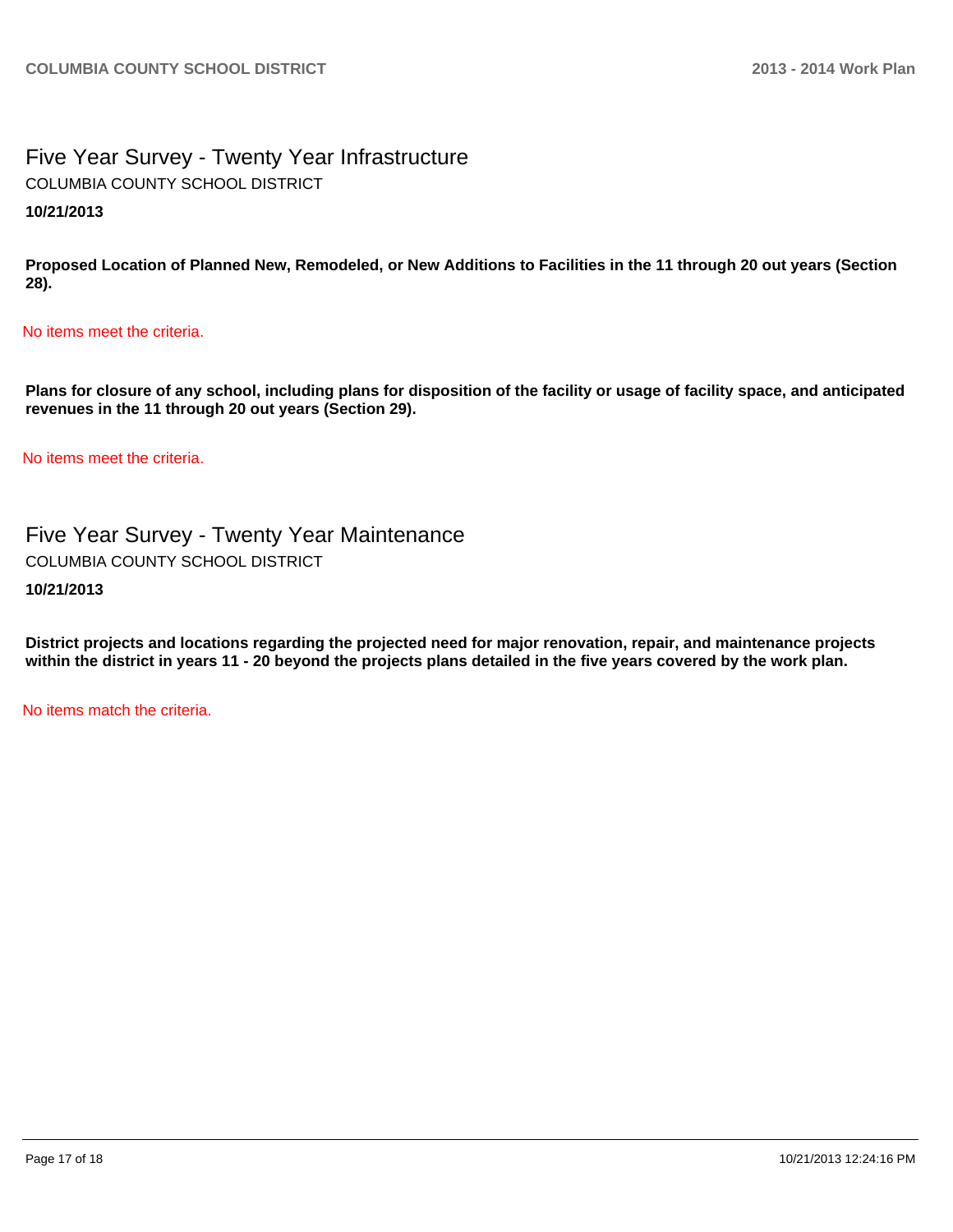# Five Year Survey - Twenty Year Infrastructure

COLUMBIA COUNTY SCHOOL DISTRICT

**10/21/2013**

**Proposed Location of Planned New, Remodeled, or New Additions to Facilities in the 11 through 20 out years (Section 28).**

No items meet the criteria.

**Plans for closure of any school, including plans for disposition of the facility or usage of facility space, and anticipated revenues in the 11 through 20 out years (Section 29).**

No items meet the criteria.

# Five Year Survey - Twenty Year Maintenance

COLUMBIA COUNTY SCHOOL DISTRICT

**10/21/2013**

**District projects and locations regarding the projected need for major renovation, repair, and maintenance projects within the district in years 11 - 20 beyond the projects plans detailed in the five years covered by the work plan.**

No items match the criteria.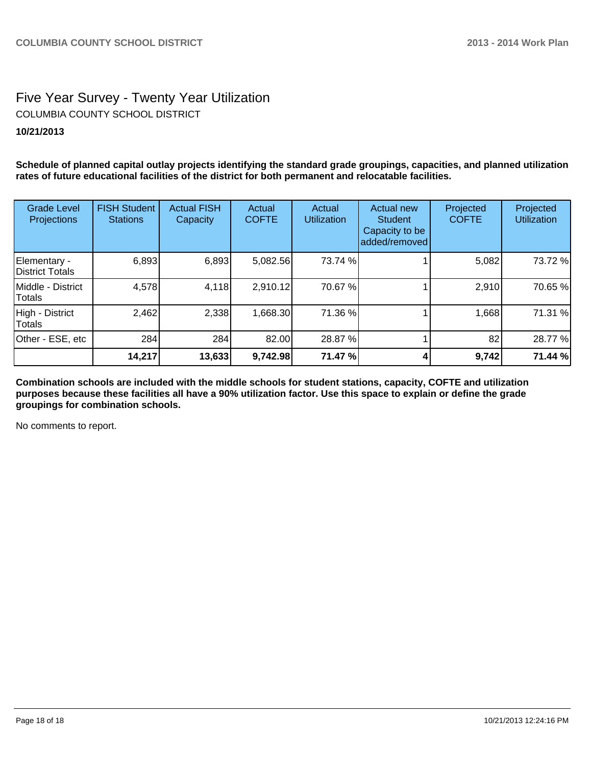# Five Year Survey - Twenty Year Utilization

COLUMBIA COUNTY SCHOOL DISTRICT

**10/21/2013**

**Schedule of planned capital outlay projects identifying the standard grade groupings, capacities, and planned utilization rates of future educational facilities of the district for both permanent and relocatable facilities.**

| Grade Level Projections | FISH Student Stations | Actual FISH Capacity | Actual COFTE | Actual Utilization | Actual new Student Capacity to be added/removed | Projected COFTE | Projected Utilization |
|---|---|---|---|---|---|---|---|
| Elementary - District Totals | 6,893 | 6,893 | 5,082.56 | 73.74 % | 1 | 5,082 | 73.72 % |
| Middle - District Totals | 4,578 | 4,118 | 2,910.12 | 70.67 % | 1 | 2,910 | 70.65 % |
| High - District Totals | 2,462 | 2,338 | 1,668.30 | 71.36 % | 1 | 1,668 | 71.31 % |
| Other - ESE, etc | 284 | 284 | 82.00 | 28.87 % | 1 | 82 | 28.77 % |
| | **14,217** | **13,633** | **9,742.98** | **71.47 %** | **4** | **9,742** | **71.44 %** |

**Combination schools are included with the middle schools for student stations, capacity, COFTE and utilization purposes because these facilities all have a 90% utilization factor. Use this space to explain or define the grade groupings for combination schools.**

No comments to report.